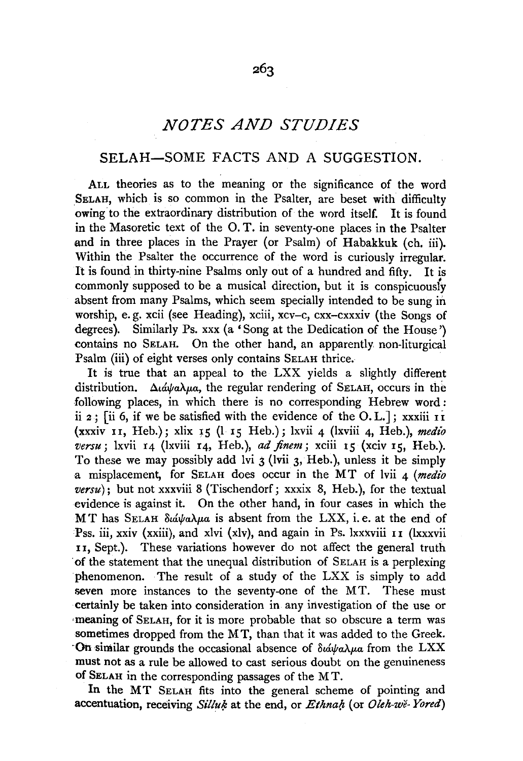## NOTES AND STUDIES

### SELAH—SOME FACTS AND A SUGGESTION.

ALL theories as to the meaning or the significance of the word SELAH, which is so common in the Psalter, are beset with difficulty owing to the extraordinary distribution of the word itself. It is found in the Masoretic text of the O. T. in seventy-one places in the Psalter and in three places in the Prayer (or Psalm) of Habakkuk (ch. iii). Within the Psalter the occurrence of the word is curiously irregular. It is found in thirty-nine Psalms only out of a hundred and fifty. It is commonly supposed to be a musical direction, but it is conspicuously absent from many Psalms, which seem specially intended to be sung in worship, e. g. xcii (see Heading), xciii, xcv–c, cxx–cxxxiv (the Songs of degrees). Similarly Ps. xxx (a 'Song at the Dedication of the House') contains no SELAH. On the other hand, an apparently non-liturgical Psalm (iii) of eight verses only contains SELAH thrice.

It is true that an appeal to the LXX yields a slightly different distribution. Διάψαλμα, the regular rendering of SELAH, occurs in the following places, in which there is no corresponding Hebrew word: ii 2; [ii 6, if we be satisfied with the evidence of the O. L.]; xxxiii 11 (xxxiv 11, Heb.); xlix 15 (l 15 Heb.); lxvii 4 (lxviii 4, Heb.), *medio versu*; lxvii 14 (lxviii 14, Heb.), *ad finem*; xciii 15 (xciv 15, Heb.). To these we may possibly add lvi 3 (lvii 3, Heb.), unless it be simply a misplacement, for SELAH does occur in the MT of lvii 4 (*medio versu*); but not xxxviii 8 (Tischendorf; xxxix 8, Heb.), for the textual evidence is against it. On the other hand, in four cases in which the MT has SELAH διάψαλμα is absent from the LXX, i. e. at the end of Pss. iii, xxiv (xxiii), and xlvi (xlv), and again in Ps. lxxxviii 11 (lxxxvii 11, Sept.). These variations however do not affect the general truth of the statement that the unequal distribution of SELAH is a perplexing phenomenon. The result of a study of the LXX is simply to add seven more instances to the seventy-one of the MT. These must certainly be taken into consideration in any investigation of the use or meaning of SELAH, for it is more probable that so obscure a term was sometimes dropped from the MT, than that it was added to the Greek. On similar grounds the occasional absence of διάψαλμα from the LXX must not as a rule be allowed to cast serious doubt on the genuineness of SELAH in the corresponding passages of the MT.

In the MT SELAH fits into the general scheme of pointing and accentuation, receiving *Sillûḳ* at the end, or *Ethnaḥ* (or *Oleh-wĕ-Yored*)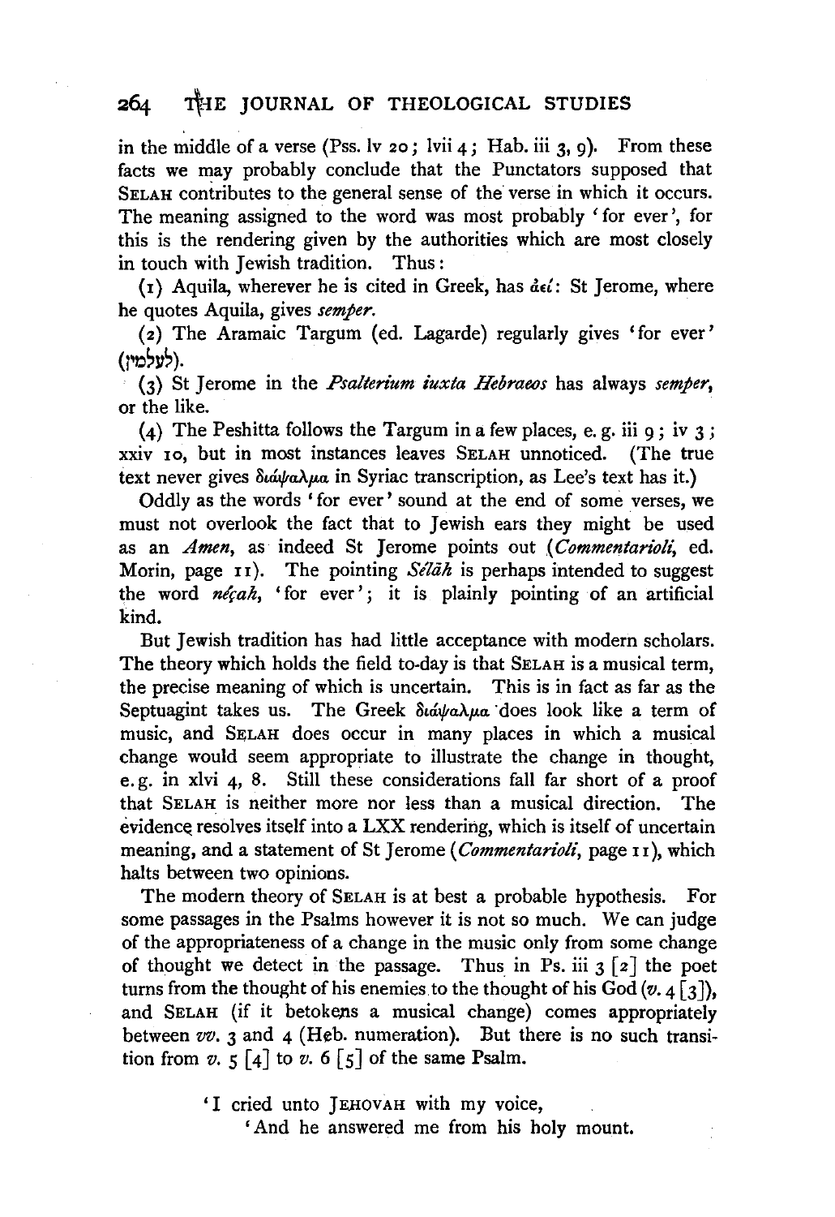in the middle of a verse (Pss. lv 20; lvii 4; Hab. iii 3, 9). From these facts we may probably conclude that the Punctators supposed that SELAH contributes to the general sense of the verse in which it occurs. The meaning assigned to the word was most probably 'for ever', for this is the rendering given by the authorities which are most closely in touch with Jewish tradition. Thus:

(1) Aquila, wherever he is cited in Greek, has ἀεί: St Jerome, where he quotes Aquila, gives *semper*.

(2) The Aramaic Targum (ed. Lagarde) regularly gives 'for ever' (לעלמין).

(3) St Jerome in the *Psalterium iuxta Hebraeos* has always *semper*, or the like.

(4) The Peshitta follows the Targum in a few places, e. g. iii 9; iv 3; xxiv 10, but in most instances leaves SELAH unnoticed. (The true text never gives διάψαλμα in Syriac transcription, as Lee's text has it.)

Oddly as the words 'for ever' sound at the end of some verses, we must not overlook the fact that to Jewish ears they might be used as an *Amen*, as indeed St Jerome points out (*Commentarioli*, ed. Morin, page 11). The pointing *Sélāh* is perhaps intended to suggest the word *néçah*, 'for ever'; it is plainly pointing of an artificial kind.

But Jewish tradition has had little acceptance with modern scholars. The theory which holds the field to-day is that SELAH is a musical term, the precise meaning of which is uncertain. This is in fact as far as the Septuagint takes us. The Greek διάψαλμα does look like a term of music, and SELAH does occur in many places in which a musical change would seem appropriate to illustrate the change in thought, e.g. in xlvi 4, 8. Still these considerations fall far short of a proof that SELAH is neither more nor less than a musical direction. The evidence resolves itself into a LXX rendering, which is itself of uncertain meaning, and a statement of St Jerome (*Commentarioli*, page 11), which halts between two opinions.

The modern theory of SELAH is at best a probable hypothesis. For some passages in the Psalms however it is not so much. We can judge of the appropriateness of a change in the music only from some change of thought we detect in the passage. Thus in Ps. iii 3 [2] the poet turns from the thought of his enemies to the thought of his God (*v.* 4 [3]), and SELAH (if it betokens a musical change) comes appropriately between *vv.* 3 and 4 (Heb. numeration). But there is no such transition from *v.* 5 [4] to *v.* 6 [5] of the same Psalm.

> 'I cried unto JEHOVAH with my voice,
> 'And he answered me from his holy mount.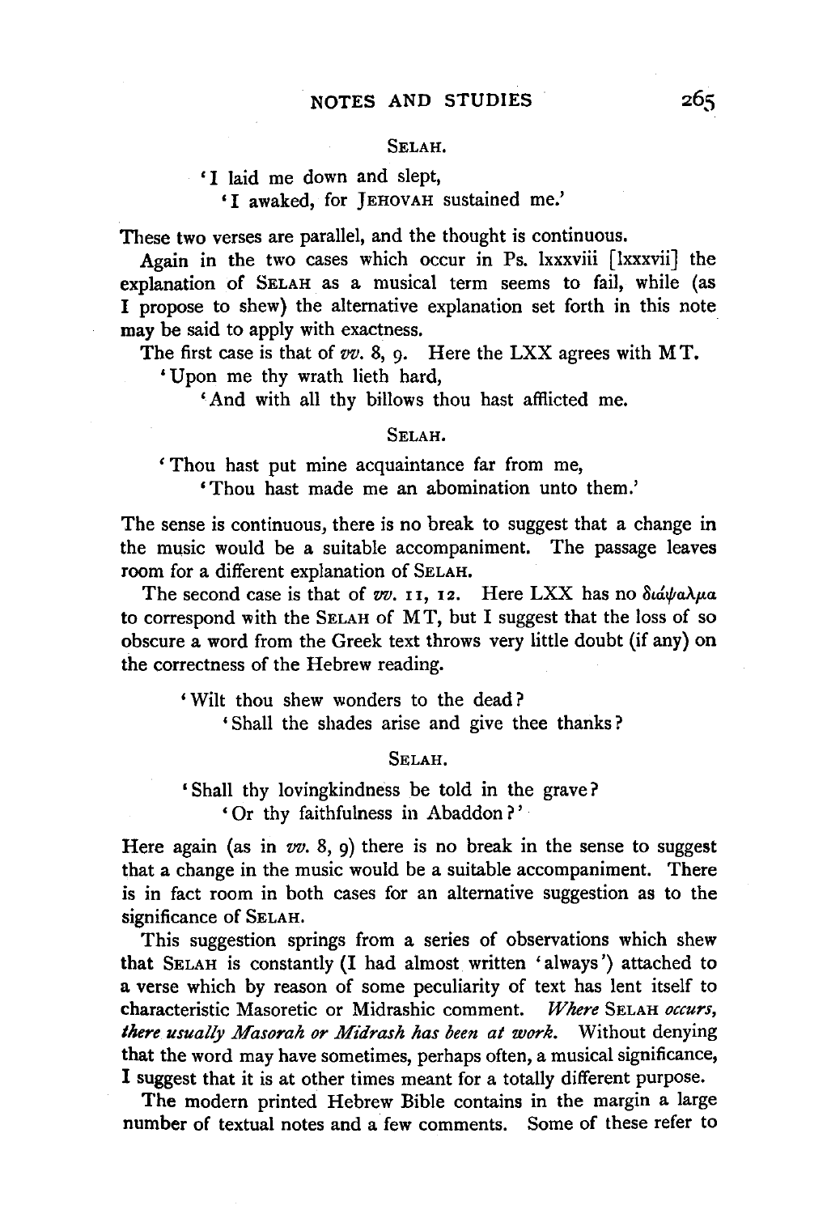SELAH.

'I laid me down and slept,

'I awaked, for JEHOVAH sustained me.'

These two verses are parallel, and the thought is continuous.

Again in the two cases which occur in Ps. lxxxviii [lxxxvii] the explanation of SELAH as a musical term seems to fail, while (as I propose to shew) the alternative explanation set forth in this note may be said to apply with exactness.

The first case is that of *vv.* 8, 9. Here the LXX agrees with MT.

'Upon me thy wrath lieth hard,

'And with all thy billows thou hast afflicted me.

SELAH.

'Thou hast put mine acquaintance far from me,

'Thou hast made me an abomination unto them.'

The sense is continuous, there is no break to suggest that a change in the music would be a suitable accompaniment. The passage leaves room for a different explanation of SELAH.

The second case is that of *vv.* 11, 12. Here LXX has no διάψαλμα to correspond with the SELAH of MT, but I suggest that the loss of so obscure a word from the Greek text throws very little doubt (if any) on the correctness of the Hebrew reading.

'Wilt thou shew wonders to the dead?

'Shall the shades arise and give thee thanks?

SELAH.

'Shall thy lovingkindness be told in the grave?

'Or thy faithfulness in Abaddon?'

Here again (as in *vv.* 8, 9) there is no break in the sense to suggest that a change in the music would be a suitable accompaniment. There is in fact room in both cases for an alternative suggestion as to the significance of SELAH.

This suggestion springs from a series of observations which shew that SELAH is constantly (I had almost written 'always') attached to a verse which by reason of some peculiarity of text has lent itself to characteristic Masoretic or Midrashic comment. *Where* SELAH *occurs, there usually Masorah or Midrash has been at work.* Without denying that the word may have sometimes, perhaps often, a musical significance, I suggest that it is at other times meant for a totally different purpose.

The modern printed Hebrew Bible contains in the margin a large number of textual notes and a few comments. Some of these refer to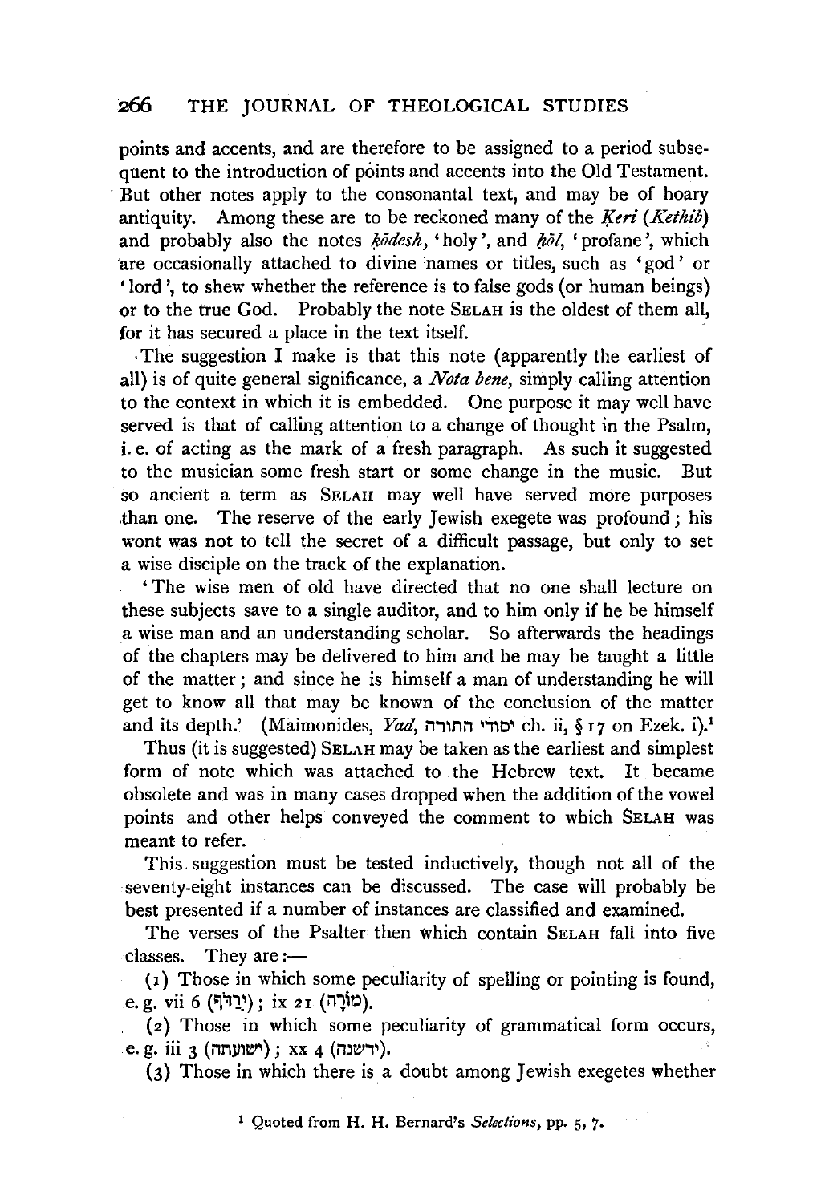points and accents, and are therefore to be assigned to a period subsequent to the introduction of points and accents into the Old Testament. But other notes apply to the consonantal text, and may be of hoary antiquity. Among these are to be reckoned many of the *Ḳeri* (*Kethib*) and probably also the notes *ḳōdesh*, 'holy', and *ḥōl*, 'profane', which are occasionally attached to divine names or titles, such as 'god' or 'lord', to shew whether the reference is to false gods (or human beings) or to the true God. Probably the note SELAH is the oldest of them all, for it has secured a place in the text itself.

The suggestion I make is that this note (apparently the earliest of all) is of quite general significance, a *Nota bene*, simply calling attention to the context in which it is embedded. One purpose it may well have served is that of calling attention to a change of thought in the Psalm, i.e. of acting as the mark of a fresh paragraph. As such it suggested to the musician some fresh start or some change in the music. But so ancient a term as SELAH may well have served more purposes than one. The reserve of the early Jewish exegete was profound; his wont was not to tell the secret of a difficult passage, but only to set a wise disciple on the track of the explanation.

'The wise men of old have directed that no one shall lecture on these subjects save to a single auditor, and to him only if he be himself a wise man and an understanding scholar. So afterwards the headings of the chapters may be delivered to him and he may be taught a little of the matter; and since he is himself a man of understanding he will get to know all that may be known of the conclusion of the matter and its depth.' (Maimonides, *Yad*, יסודי התורה ch. ii, § 17 on Ezek. i).[1]

Thus (it is suggested) SELAH may be taken as the earliest and simplest form of note which was attached to the Hebrew text. It became obsolete and was in many cases dropped when the addition of the vowel points and other helps conveyed the comment to which SELAH was meant to refer.

This suggestion must be tested inductively, though not all of the seventy-eight instances can be discussed. The case will probably be best presented if a number of instances are classified and examined.

The verses of the Psalter then which contain SELAH fall into five classes. They are:—

(1) Those in which some peculiarity of spelling or pointing is found, e.g. vii 6 (יִרַדֹּף); ix 21 (מוֹרָה).

(2) Those in which some peculiarity of grammatical form occurs, e.g. iii 3 (ישועתה); xx 4 (ידשנה).

(3) Those in which there is a doubt among Jewish exegetes whether

[1] Quoted from H. H. Bernard's *Selections*, pp. 5, 7.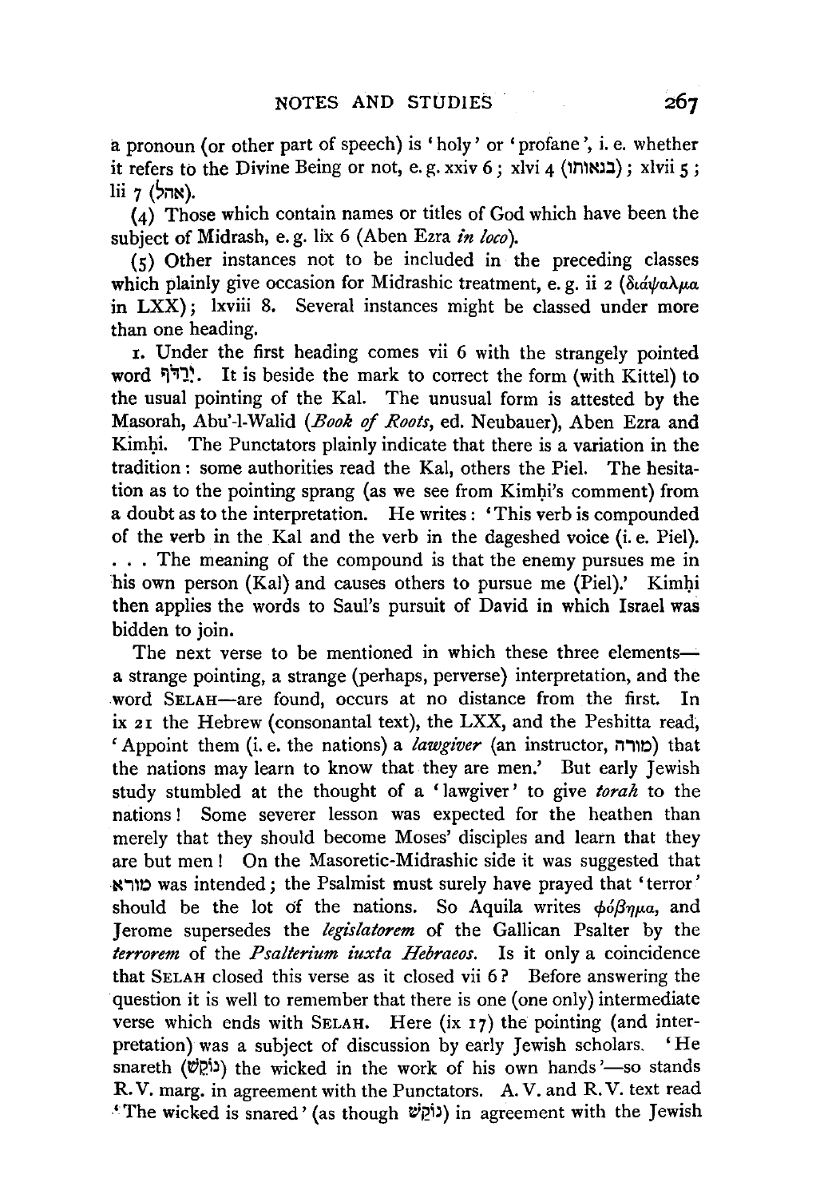a pronoun (or other part of speech) is 'holy' or 'profane', i. e. whether it refers to the Divine Being or not, e. g. xxiv 6; xlvi 4 (בנאותו); xlvii 5; lii 7 (אהל).

(4) Those which contain names or titles of God which have been the subject of Midrash, e. g. lix 6 (Aben Ezra *in loco*).

(5) Other instances not to be included in the preceding classes which plainly give occasion for Midrashic treatment, e. g. ii 2 (διάψαλμα in LXX); lxviii 8. Several instances might be classed under more than one heading.

1. Under the first heading comes vii 6 with the strangely pointed word יִרַדֹּף. It is beside the mark to correct the form (with Kittel) to the usual pointing of the Kal. The unusual form is attested by the Masorah, Abu'-l-Walid (*Book of Roots*, ed. Neubauer), Aben Ezra and Kimḥi. The Punctators plainly indicate that there is a variation in the tradition: some authorities read the Kal, others the Piel. The hesitation as to the pointing sprang (as we see from Kimḥi's comment) from a doubt as to the interpretation. He writes: 'This verb is compounded of the verb in the Kal and the verb in the dageshed voice (i. e. Piel). . . . The meaning of the compound is that the enemy pursues me in his own person (Kal) and causes others to pursue me (Piel).' Kimḥi then applies the words to Saul's pursuit of David in which Israel was bidden to join.

The next verse to be mentioned in which these three elements—a strange pointing, a strange (perhaps, perverse) interpretation, and the word SELAH—are found, occurs at no distance from the first. In ix 21 the Hebrew (consonantal text), the LXX, and the Peshitta read, 'Appoint them (i. e. the nations) a *lawgiver* (an instructor, מורה) that the nations may learn to know that they are men.' But early Jewish study stumbled at the thought of a 'lawgiver' to give *torah* to the nations! Some severer lesson was expected for the heathen than merely that they should become Moses' disciples and learn that they are but men! On the Masoretic-Midrashic side it was suggested that מורא was intended; the Psalmist must surely have prayed that 'terror' should be the lot of the nations. So Aquila writes φόβημα, and Jerome supersedes the *legislatorem* of the Gallican Psalter by the *terrorem* of the *Psalterium iuxta Hebraeos*. Is it only a coincidence that SELAH closed this verse as it closed vii 6? Before answering the question it is well to remember that there is one (one only) intermediate verse which ends with SELAH. Here (ix 17) the pointing (and interpretation) was a subject of discussion by early Jewish scholars. 'He snareth (נֹקֵשׁ) the wicked in the work of his own hands'—so stands R.V. marg. in agreement with the Punctators. A.V. and R.V. text read 'The wicked is snared' (as though נוֹקַשׁ) in agreement with the Jewish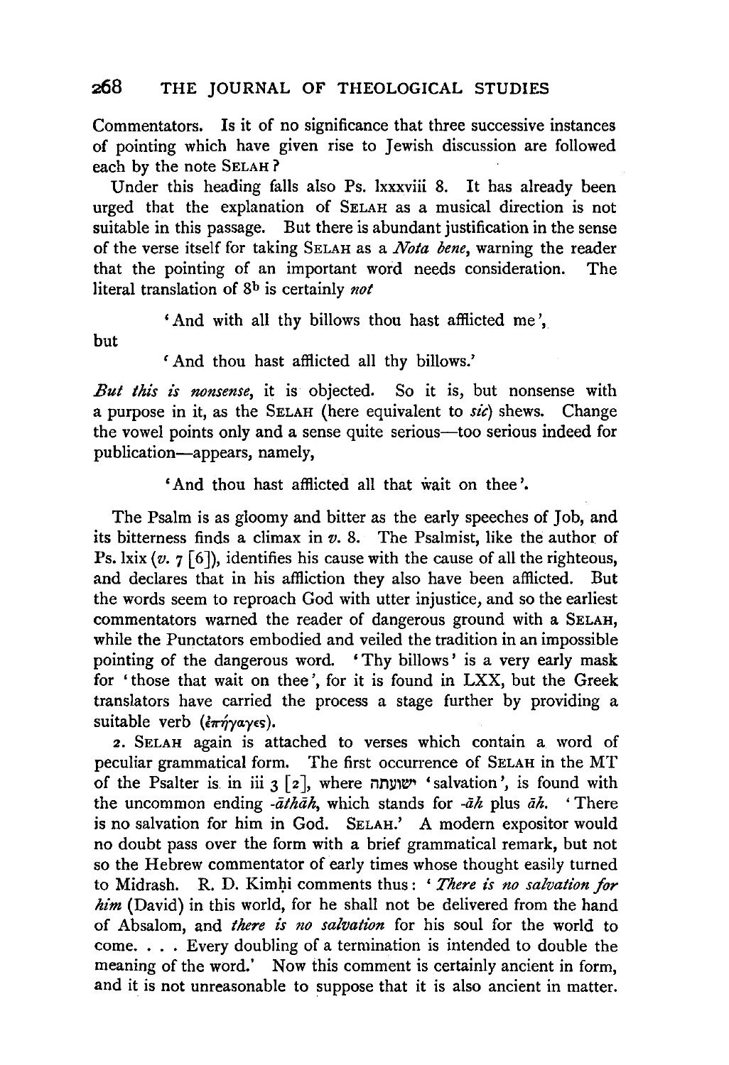Commentators. Is it of no significance that three successive instances of pointing which have given rise to Jewish discussion are followed each by the note SELAH?

Under this heading falls also Ps. lxxxviii 8. It has already been urged that the explanation of SELAH as a musical direction is not suitable in this passage. But there is abundant justification in the sense of the verse itself for taking SELAH as a *Nota bene*, warning the reader that the pointing of an important word needs consideration. The literal translation of 8[b] is certainly *not*

> 'And with all thy billows thou hast afflicted me',

but

> 'And thou hast afflicted all thy billows.'

*But this is nonsense*, it is objected. So it is, but nonsense with a purpose in it, as the SELAH (here equivalent to *sic*) shews. Change the vowel points only and a sense quite serious—too serious indeed for publication—appears, namely,

> 'And thou hast afflicted all that wait on thee'.

The Psalm is as gloomy and bitter as the early speeches of Job, and its bitterness finds a climax in *v.* 8. The Psalmist, like the author of Ps. lxix (*v.* 7 [6]), identifies his cause with the cause of all the righteous, and declares that in his affliction they also have been afflicted. But the words seem to reproach God with utter injustice, and so the earliest commentators warned the reader of dangerous ground with a SELAH, while the Punctators embodied and veiled the tradition in an impossible pointing of the dangerous word. 'Thy billows' is a very early mask for 'those that wait on thee', for it is found in LXX, but the Greek translators have carried the process a stage further by providing a suitable verb (ἐπήγαγες).

2. SELAH again is attached to verses which contain a word of peculiar grammatical form. The first occurrence of SELAH in the MT of the Psalter is in iii 3 [2], where ישועתה 'salvation', is found with the uncommon ending *-āthāh*, which stands for *-āh* plus *āh*. 'There is no salvation for him in God. SELAH.' A modern expositor would no doubt pass over the form with a brief grammatical remark, but not so the Hebrew commentator of early times whose thought easily turned to Midrash. R. D. Kimḥi comments thus: '*There is no salvation for him* (David) in this world, for he shall not be delivered from the hand of Absalom, and *there is no salvation* for his soul for the world to come. . . . Every doubling of a termination is intended to double the meaning of the word.' Now this comment is certainly ancient in form, and it is not unreasonable to suppose that it is also ancient in matter.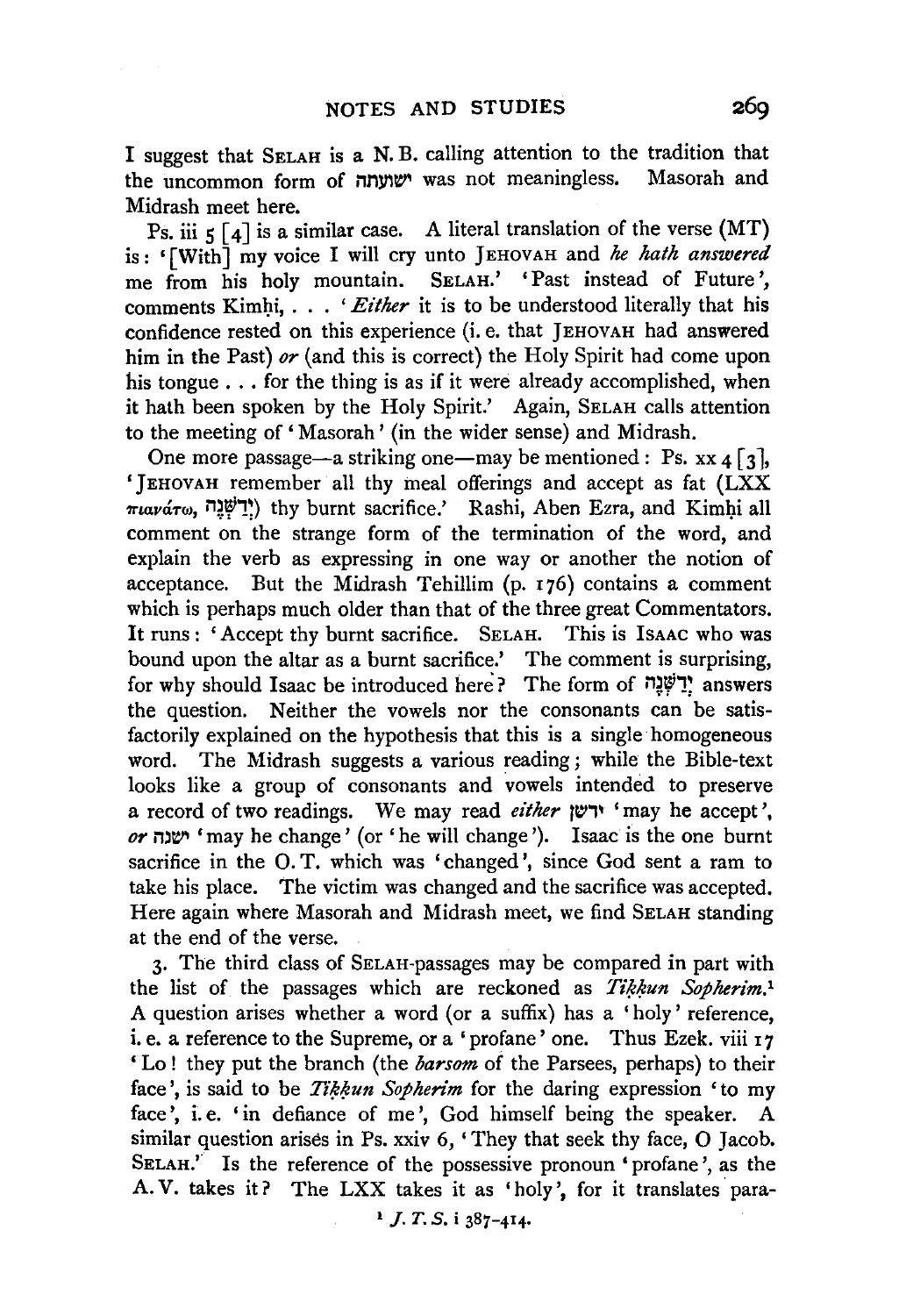I suggest that SELAH is a N. B. calling attention to the tradition that the uncommon form of ישועתה was not meaningless. Masorah and Midrash meet here.

Ps. iii 5 [4] is a similar case. A literal translation of the verse (MT) is: '[With] my voice I will cry unto JEHOVAH and *he hath answered* me from his holy mountain. SELAH.' 'Past instead of Future', comments Kimḥi, . . . '*Either* it is to be understood literally that his confidence rested on this experience (i. e. that JEHOVAH had answered him in the Past) *or* (and this is correct) the Holy Spirit had come upon his tongue . . . for the thing is as if it were already accomplished, when it hath been spoken by the Holy Spirit.' Again, SELAH calls attention to the meeting of 'Masorah' (in the wider sense) and Midrash.

One more passage—a striking one—may be mentioned: Ps. xx 4 [3], 'JEHOVAH remember all thy meal offerings and accept as fat (LXX πιανάτω, יְדַשְּׁנֶה) thy burnt sacrifice.' Rashi, Aben Ezra, and Kimḥi all comment on the strange form of the termination of the word, and explain the verb as expressing in one way or another the notion of acceptance. But the Midrash Tehillim (p. 176) contains a comment which is perhaps much older than that of the three great Commentators. It runs: 'Accept thy burnt sacrifice. SELAH. This is ISAAC who was bound upon the altar as a burnt sacrifice.' The comment is surprising, for why should Isaac be introduced here? The form of יְדַשְּׁנֶה answers the question. Neither the vowels nor the consonants can be satisfactorily explained on the hypothesis that this is a single homogeneous word. The Midrash suggests a various reading; while the Bible-text looks like a group of consonants and vowels intended to preserve a record of two readings. We may read *either* ירשן 'may he accept', *or* ישנה 'may he change' (or 'he will change'). Isaac is the one burnt sacrifice in the O. T. which was 'changed', since God sent a ram to take his place. The victim was changed and the sacrifice was accepted. Here again where Masorah and Midrash meet, we find SELAH standing at the end of the verse.

3. The third class of SELAH-passages may be compared in part with the list of the passages which are reckoned as *Tiḳḳun Sopherim*.[1] A question arises whether a word (or a suffix) has a 'holy' reference, i. e. a reference to the Supreme, or a 'profane' one. Thus Ezek. viii 17 'Lo! they put the branch (the *barsom* of the Parsees, perhaps) to their face', is said to be *Tiḳḳun Sopherim* for the daring expression 'to my face', i. e. 'in defiance of me', God himself being the speaker. A similar question arises in Ps. xxiv 6, 'They that seek thy face, O Jacob. SELAH.' Is the reference of the possessive pronoun 'profane', as the A. V. takes it? The LXX takes it as 'holy', for it translates para-

[1] *J. T. S.* i 387–414.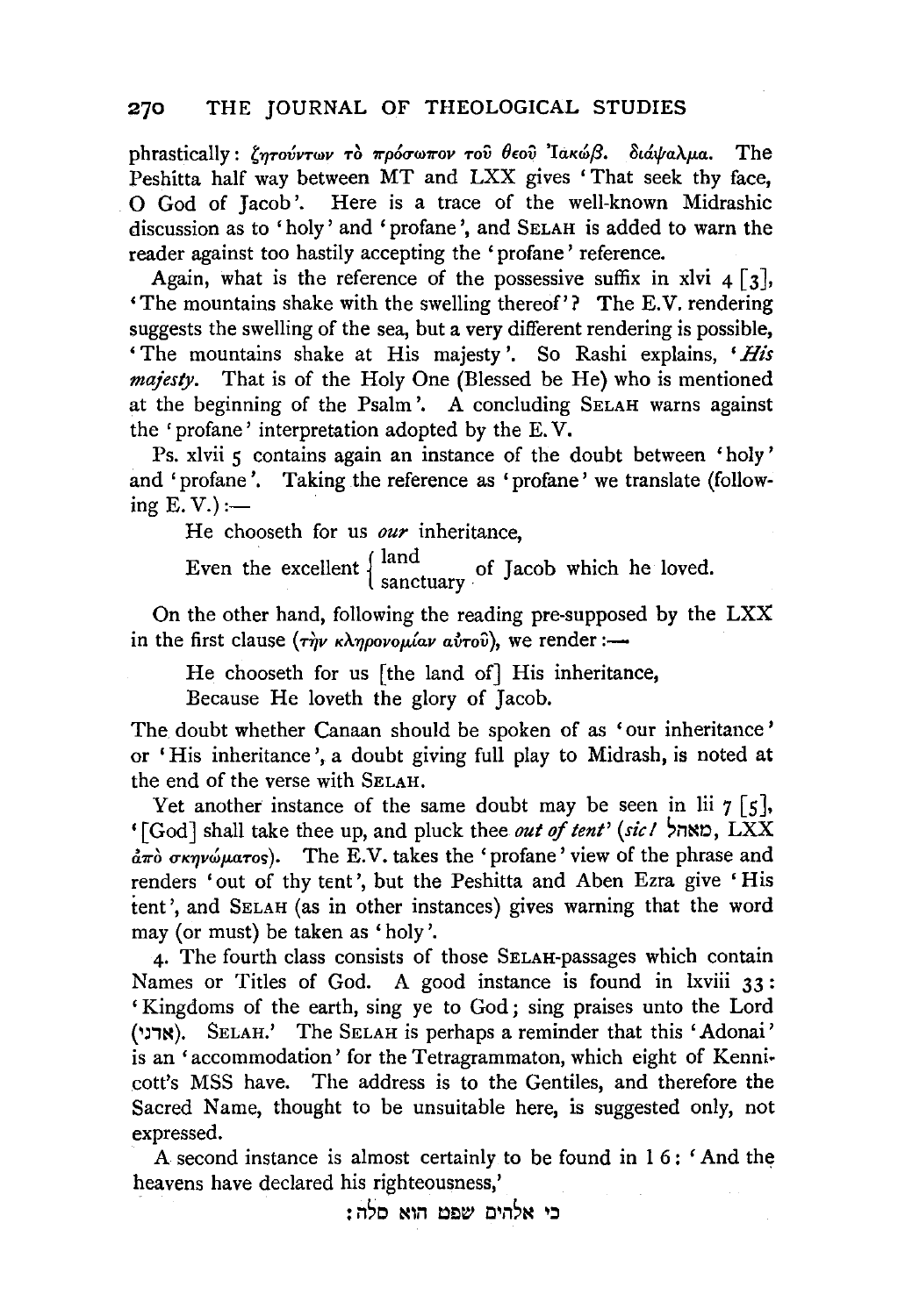phrastically: ζητούντων τὸ πρόσωπον τοῦ θεοῦ Ἰακώβ. διάψαλμα. The Peshitta half way between MT and LXX gives 'That seek thy face, O God of Jacob'. Here is a trace of the well-known Midrashic discussion as to 'holy' and 'profane', and SELAH is added to warn the reader against too hastily accepting the 'profane' reference.

Again, what is the reference of the possessive suffix in xlvi 4 [3], 'The mountains shake with the swelling thereof'? The E.V. rendering suggests the swelling of the sea, but a very different rendering is possible, 'The mountains shake at His majesty'. So Rashi explains, '*His majesty*. That is of the Holy One (Blessed be He) who is mentioned at the beginning of the Psalm'. A concluding SELAH warns against the 'profane' interpretation adopted by the E.V.

Ps. xlvii 5 contains again an instance of the doubt between 'holy' and 'profane'. Taking the reference as 'profane' we translate (following E.V.):—

He chooseth for us *our* inheritance,
Even the excellent { land / sanctuary } of Jacob which he loved.

On the other hand, following the reading pre-supposed by the LXX in the first clause (τὴν κληρονομίαν αὐτοῦ), we render:—

He chooseth for us [the land of] His inheritance,
Because He loveth the glory of Jacob.

The doubt whether Canaan should be spoken of as 'our inheritance' or 'His inheritance', a doubt giving full play to Midrash, is noted at the end of the verse with SELAH.

Yet another instance of the same doubt may be seen in lii 7 [5], '[God] shall take thee up, and pluck thee *out of tent*' (*sic!* מאהל, LXX ἀπὸ σκηνώματος). The E.V. takes the 'profane' view of the phrase and renders 'out of thy tent', but the Peshitta and Aben Ezra give 'His tent', and SELAH (as in other instances) gives warning that the word may (or must) be taken as 'holy'.

4. The fourth class consists of those SELAH-passages which contain Names or Titles of God. A good instance is found in lxviii 33: 'Kingdoms of the earth, sing ye to God; sing praises unto the Lord (אדני). SELAH.' The SELAH is perhaps a reminder that this 'Adonai' is an 'accommodation' for the Tetragrammaton, which eight of Kennicott's MSS have. The address is to the Gentiles, and therefore the Sacred Name, thought to be unsuitable here, is suggested only, not expressed.

A second instance is almost certainly to be found in l 6: 'And the heavens have declared his righteousness,'

כי אלהים שפט הוא סלה: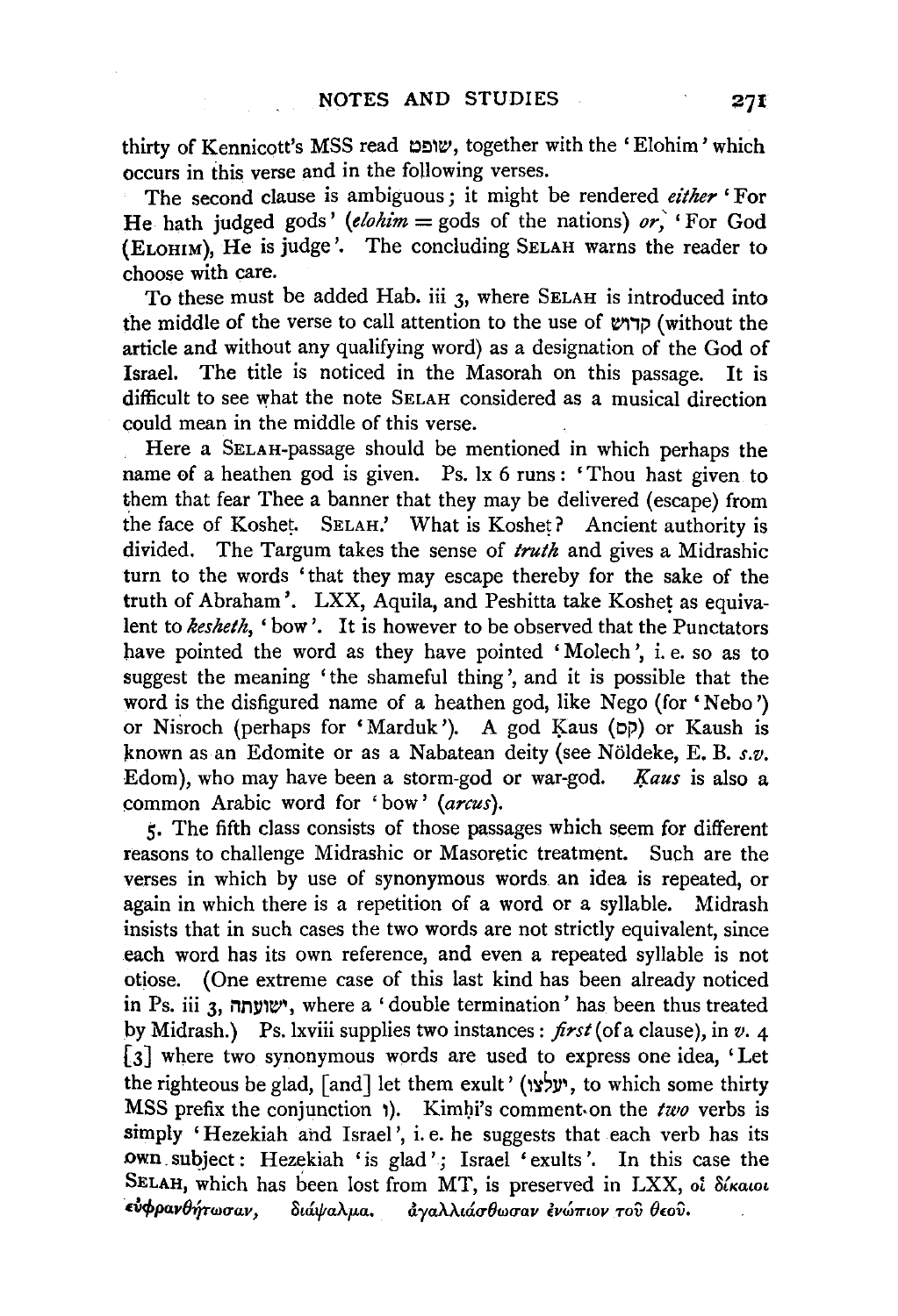thirty of Kennicott's MSS read שׁוֹפֵט, together with the 'Elohim' which occurs in this verse and in the following verses.

The second clause is ambiguous; it might be rendered *either* 'For He hath judged gods' (*elohim* = gods of the nations) *or*, 'For God (ELOHIM), He is judge'. The concluding SELAH warns the reader to choose with care.

To these must be added Hab. iii 3, where SELAH is introduced into the middle of the verse to call attention to the use of קדוש (without the article and without any qualifying word) as a designation of the God of Israel. The title is noticed in the Masorah on this passage. It is difficult to see what the note SELAH considered as a musical direction could mean in the middle of this verse.

Here a SELAH-passage should be mentioned in which perhaps the name of a heathen god is given. Ps. lx 6 runs: 'Thou hast given to them that fear Thee a banner that they may be delivered (escape) from the face of Koshet. SELAH.' What is Koshet? Ancient authority is divided. The Targum takes the sense of *truth* and gives a Midrashic turn to the words 'that they may escape thereby for the sake of the truth of Abraham'. LXX, Aquila, and Peshitta take Koshet as equivalent to *kesheth*, 'bow'. It is however to be observed that the Punctators have pointed the word as they have pointed 'Molech', i. e. so as to suggest the meaning 'the shameful thing', and it is possible that the word is the disfigured name of a heathen god, like Nego (for 'Nebo') or Nisroch (perhaps for 'Marduk'). A god Ḳaus (קס) or Kaush is known as an Edomite or as a Nabatean deity (see Nöldeke, E. B. *s.v.* Edom), who may have been a storm-god or war-god. *Ḳaus* is also a common Arabic word for 'bow' (*arcus*).

5. The fifth class consists of those passages which seem for different reasons to challenge Midrashic or Masoretic treatment. Such are the verses in which by use of synonymous words an idea is repeated, or again in which there is a repetition of a word or a syllable. Midrash insists that in such cases the two words are not strictly equivalent, since each word has its own reference, and even a repeated syllable is not otiose. (One extreme case of this last kind has been already noticed in Ps. iii 3, ישׁועתה, where a 'double termination' has been thus treated by Midrash.) Ps. lxviii supplies two instances: *first* (of a clause), in *v.* 4 [3] where two synonymous words are used to express one idea, 'Let the righteous be glad, [and] let them exult' (יעלצו, to which some thirty MSS prefix the conjunction ו). Kimḥi's comment on the *two* verbs is simply 'Hezekiah and Israel', i. e. he suggests that each verb has its own subject: Hezekiah 'is glad'; Israel 'exults'. In this case the SELAH, which has been lost from MT, is preserved in LXX, οἱ δίκαιοι εὐφρανθήτωσαν, διάψαλμα. ἀγαλλιάσθωσαν ἐνώπιον τοῦ θεοῦ.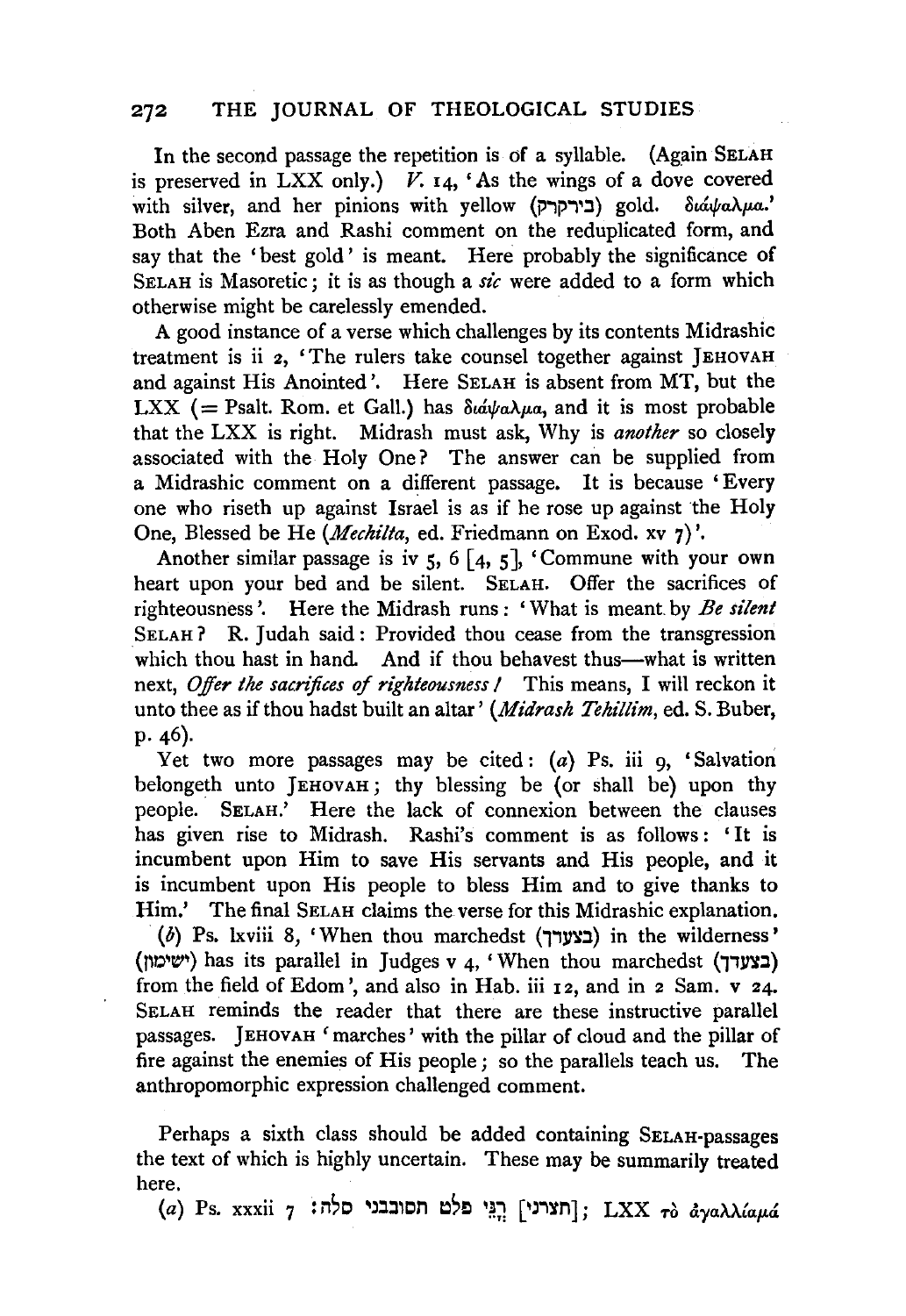In the second passage the repetition is of a syllable. (Again SELAH is preserved in LXX only.) *V.* 14, 'As the wings of a dove covered with silver, and her pinions with yellow (בירקרק) gold. διάψαλμα.' Both Aben Ezra and Rashi comment on the reduplicated form, and say that the 'best gold' is meant. Here probably the significance of SELAH is Masoretic; it is as though a *sic* were added to a form which otherwise might be carelessly emended.

A good instance of a verse which challenges by its contents Midrashic treatment is ii 2, 'The rulers take counsel together against JEHOVAH and against His Anointed'. Here SELAH is absent from MT, but the LXX (= Psalt. Rom. et Gall.) has διάψαλμα, and it is most probable that the LXX is right. Midrash must ask, Why is *another* so closely associated with the Holy One? The answer can be supplied from a Midrashic comment on a different passage. It is because 'Every one who riseth up against Israel is as if he rose up against the Holy One, Blessed be He (*Mechilta*, ed. Friedmann on Exod. xv 7)'.

Another similar passage is iv 5, 6 [4, 5], 'Commune with your own heart upon your bed and be silent. SELAH. Offer the sacrifices of righteousness'. Here the Midrash runs: 'What is meant by *Be silent* SELAH? R. Judah said: Provided thou cease from the transgression which thou hast in hand. And if thou behavest thus—what is written next, *Offer the sacrifices of righteousness!* This means, I will reckon it unto thee as if thou hadst built an altar' (*Midrash Tehillim*, ed. S. Buber, p. 46).

Yet two more passages may be cited: (*a*) Ps. iii 9, 'Salvation belongeth unto JEHOVAH; thy blessing be (or shall be) upon thy people. SELAH.' Here the lack of connexion between the clauses has given rise to Midrash. Rashi's comment is as follows: 'It is incumbent upon Him to save His servants and His people, and it is incumbent upon His people to bless Him and to give thanks to Him.' The final SELAH claims the verse for this Midrashic explanation.

(*b*) Ps. lxviii 8, 'When thou marchedst (בצעדך) in the wilderness' (ישימון) has its parallel in Judges v 4, 'When thou marchedst (בצעדך) from the field of Edom', and also in Hab. iii 12, and in 2 Sam. v 24. SELAH reminds the reader that there are these instructive parallel passages. JEHOVAH 'marches' with the pillar of cloud and the pillar of fire against the enemies of His people; so the parallels teach us. The anthropomorphic expression challenged comment.

Perhaps a sixth class should be added containing SELAH-passages the text of which is highly uncertain. These may be summarily treated here.

(*a*) Ps. xxxii 7 [תצרני] רָנֵּי פלט תסובבני סלה׃; LXX τὸ ἀγαλλίαμά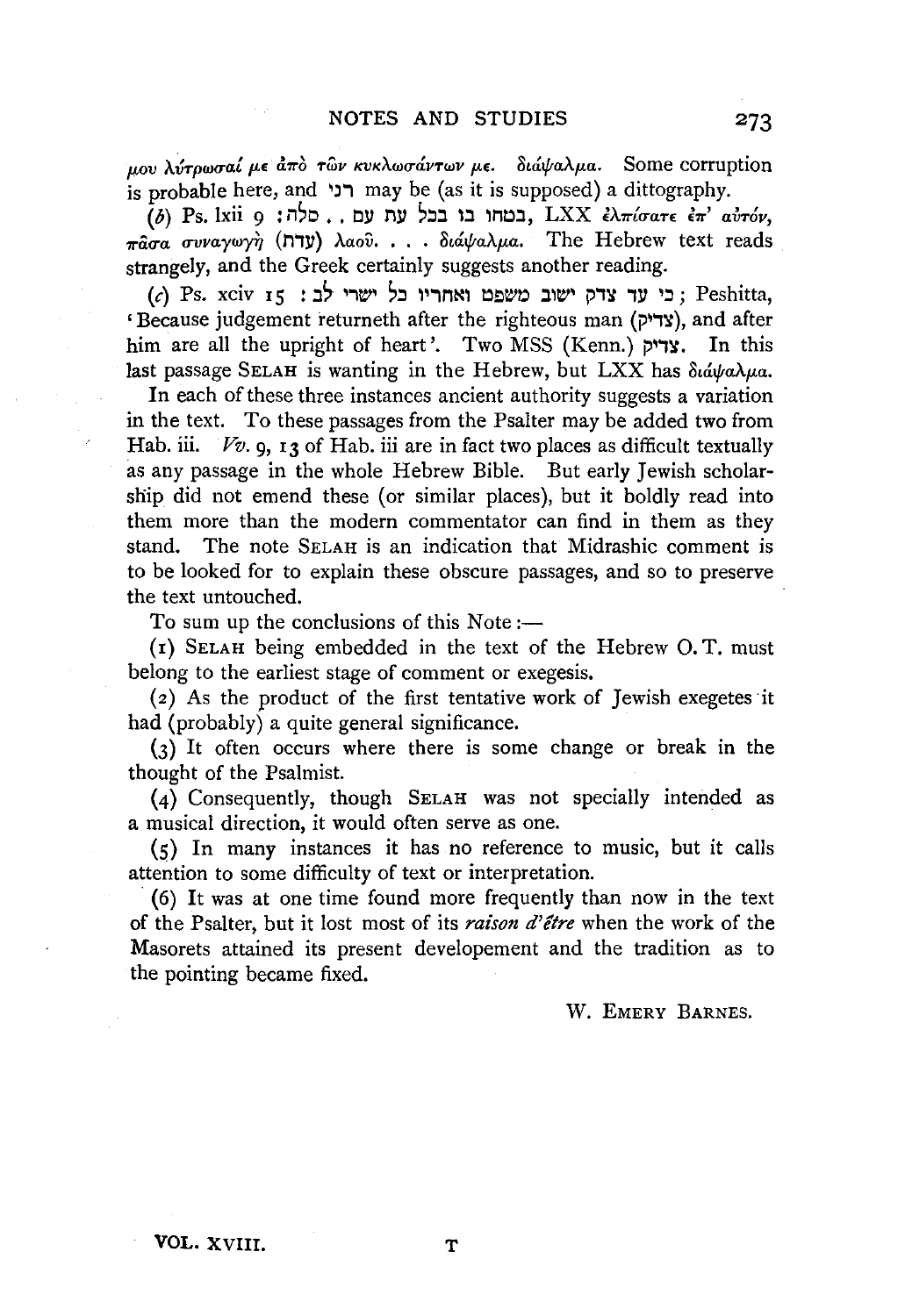μου λύτρωσαί με ἀπὸ τῶν κυκλωσάντων με. διάψαλμα. Some corruption is probable here, and רני may be (as it is supposed) a dittography.

(*b*) Ps. lxii 9 :בטחו בו בכל עת עם . . סלה, LXX ἐλπίσατε ἐπ' αὐτόν, πᾶσα συναγωγὴ (עדת) λαοῦ. . . . διάψαλμα. The Hebrew text reads strangely, and the Greek certainly suggests another reading.

(*c*) Ps. xciv 15 :כי עד צדק ישוב משפט ואחריו כל ישרי לב; Peshitta, 'Because judgement returneth after the righteous man (צדיק), and after him are all the upright of heart'. Two MSS (Kenn.) צדיק. In this last passage SELAH is wanting in the Hebrew, but LXX has διάψαλμα.

In each of these three instances ancient authority suggests a variation in the text. To these passages from the Psalter may be added two from Hab. iii. *Vv.* 9, 13 of Hab. iii are in fact two places as difficult textually as any passage in the whole Hebrew Bible. But early Jewish scholarship did not emend these (or similar places), but it boldly read into them more than the modern commentator can find in them as they stand. The note SELAH is an indication that Midrashic comment is to be looked for to explain these obscure passages, and so to preserve the text untouched.

To sum up the conclusions of this Note :—

(1) SELAH being embedded in the text of the Hebrew O.T. must belong to the earliest stage of comment or exegesis.

(2) As the product of the first tentative work of Jewish exegetes it had (probably) a quite general significance.

(3) It often occurs where there is some change or break in the thought of the Psalmist.

(4) Consequently, though SELAH was not specially intended as a musical direction, it would often serve as one.

(5) In many instances it has no reference to music, but it calls attention to some difficulty of text or interpretation.

(6) It was at one time found more frequently than now in the text of the Psalter, but it lost most of its *raison d'être* when the work of the Masorets attained its present developement and the tradition as to the pointing became fixed.

W. EMERY BARNES.